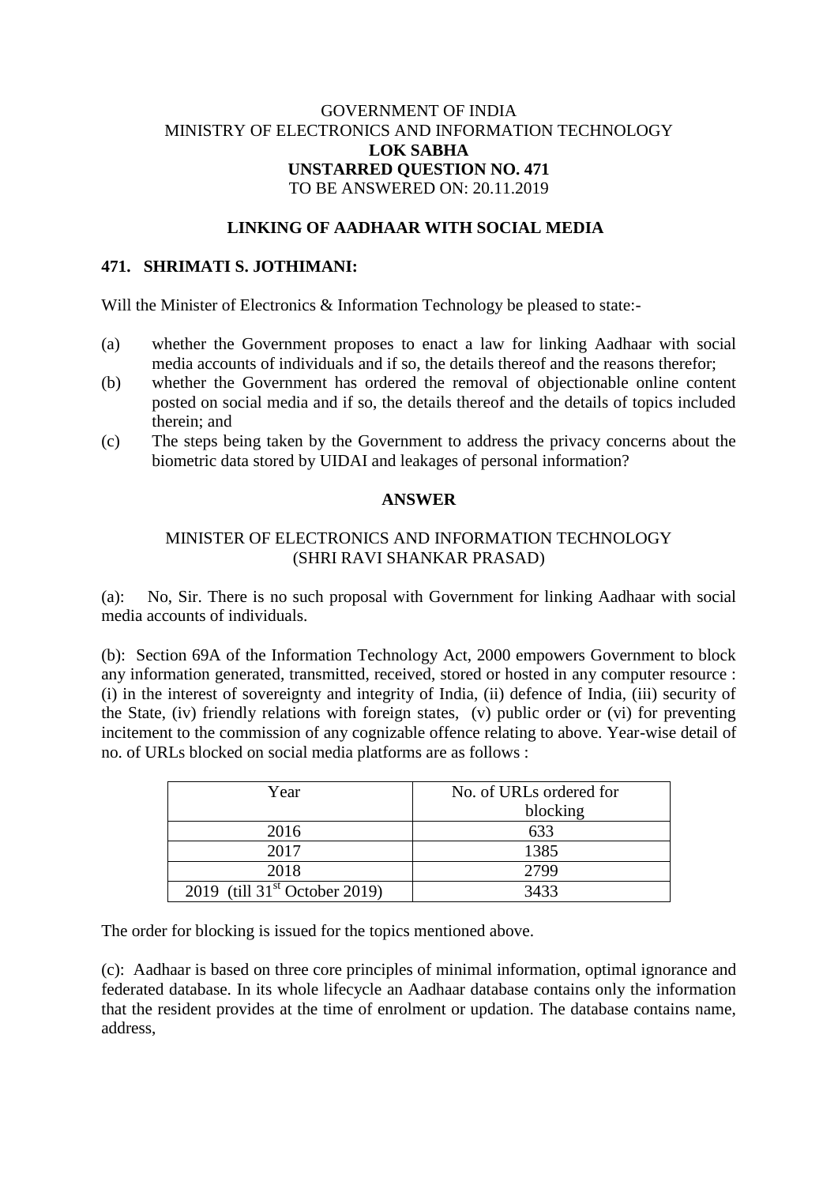GOVERNMENT OF INDIA
MINISTRY OF ELECTRONICS AND INFORMATION TECHNOLOGY
**LOK SABHA**
**UNSTARRED QUESTION NO. 471**
TO BE ANSWERED ON: 20.11.2019

## LINKING OF AADHAAR WITH SOCIAL MEDIA

**471. SHRIMATI S. JOTHIMANI:**

Will the Minister of Electronics & Information Technology be pleased to state:-

(a) whether the Government proposes to enact a law for linking Aadhaar with social media accounts of individuals and if so, the details thereof and the reasons therefor;

(b) whether the Government has ordered the removal of objectionable online content posted on social media and if so, the details thereof and the details of topics included therein; and

(c) The steps being taken by the Government to address the privacy concerns about the biometric data stored by UIDAI and leakages of personal information?

**ANSWER**

MINISTER OF ELECTRONICS AND INFORMATION TECHNOLOGY
(SHRI RAVI SHANKAR PRASAD)

(a): No, Sir. There is no such proposal with Government for linking Aadhaar with social media accounts of individuals.

(b): Section 69A of the Information Technology Act, 2000 empowers Government to block any information generated, transmitted, received, stored or hosted in any computer resource : (i) in the interest of sovereignty and integrity of India, (ii) defence of India, (iii) security of the State, (iv) friendly relations with foreign states, (v) public order or (vi) for preventing incitement to the commission of any cognizable offence relating to above. Year-wise detail of no. of URLs blocked on social media platforms are as follows :

| Year | No. of URLs ordered for blocking |
| --- | --- |
| 2016 | 633 |
| 2017 | 1385 |
| 2018 | 2799 |
| 2019 (till 31st October 2019) | 3433 |

The order for blocking is issued for the topics mentioned above.

(c): Aadhaar is based on three core principles of minimal information, optimal ignorance and federated database. In its whole lifecycle an Aadhaar database contains only the information that the resident provides at the time of enrolment or updation. The database contains name, address,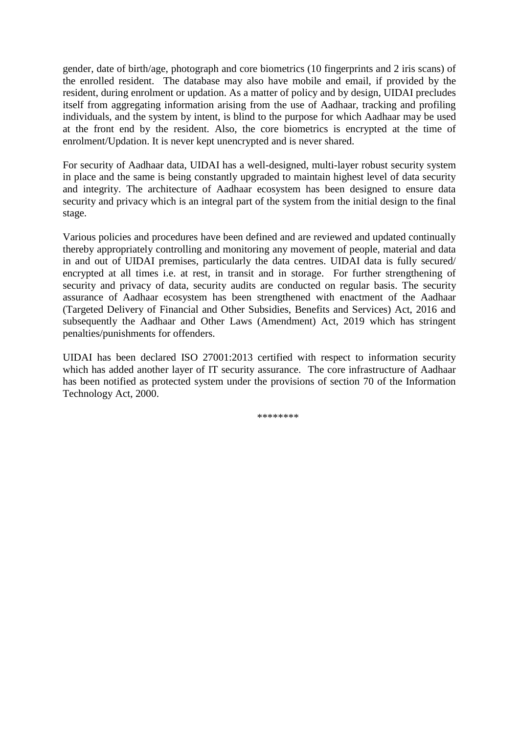gender, date of birth/age, photograph and core biometrics (10 fingerprints and 2 iris scans) of the enrolled resident. The database may also have mobile and email, if provided by the resident, during enrolment or updation. As a matter of policy and by design, UIDAI precludes itself from aggregating information arising from the use of Aadhaar, tracking and profiling individuals, and the system by intent, is blind to the purpose for which Aadhaar may be used at the front end by the resident. Also, the core biometrics is encrypted at the time of enrolment/Updation. It is never kept unencrypted and is never shared.

For security of Aadhaar data, UIDAI has a well-designed, multi-layer robust security system in place and the same is being constantly upgraded to maintain highest level of data security and integrity. The architecture of Aadhaar ecosystem has been designed to ensure data security and privacy which is an integral part of the system from the initial design to the final stage.

Various policies and procedures have been defined and are reviewed and updated continually thereby appropriately controlling and monitoring any movement of people, material and data in and out of UIDAI premises, particularly the data centres. UIDAI data is fully secured/ encrypted at all times i.e. at rest, in transit and in storage. For further strengthening of security and privacy of data, security audits are conducted on regular basis. The security assurance of Aadhaar ecosystem has been strengthened with enactment of the Aadhaar (Targeted Delivery of Financial and Other Subsidies, Benefits and Services) Act, 2016 and subsequently the Aadhaar and Other Laws (Amendment) Act, 2019 which has stringent penalties/punishments for offenders.

UIDAI has been declared ISO 27001:2013 certified with respect to information security which has added another layer of IT security assurance. The core infrastructure of Aadhaar has been notified as protected system under the provisions of section 70 of the Information Technology Act, 2000.

********